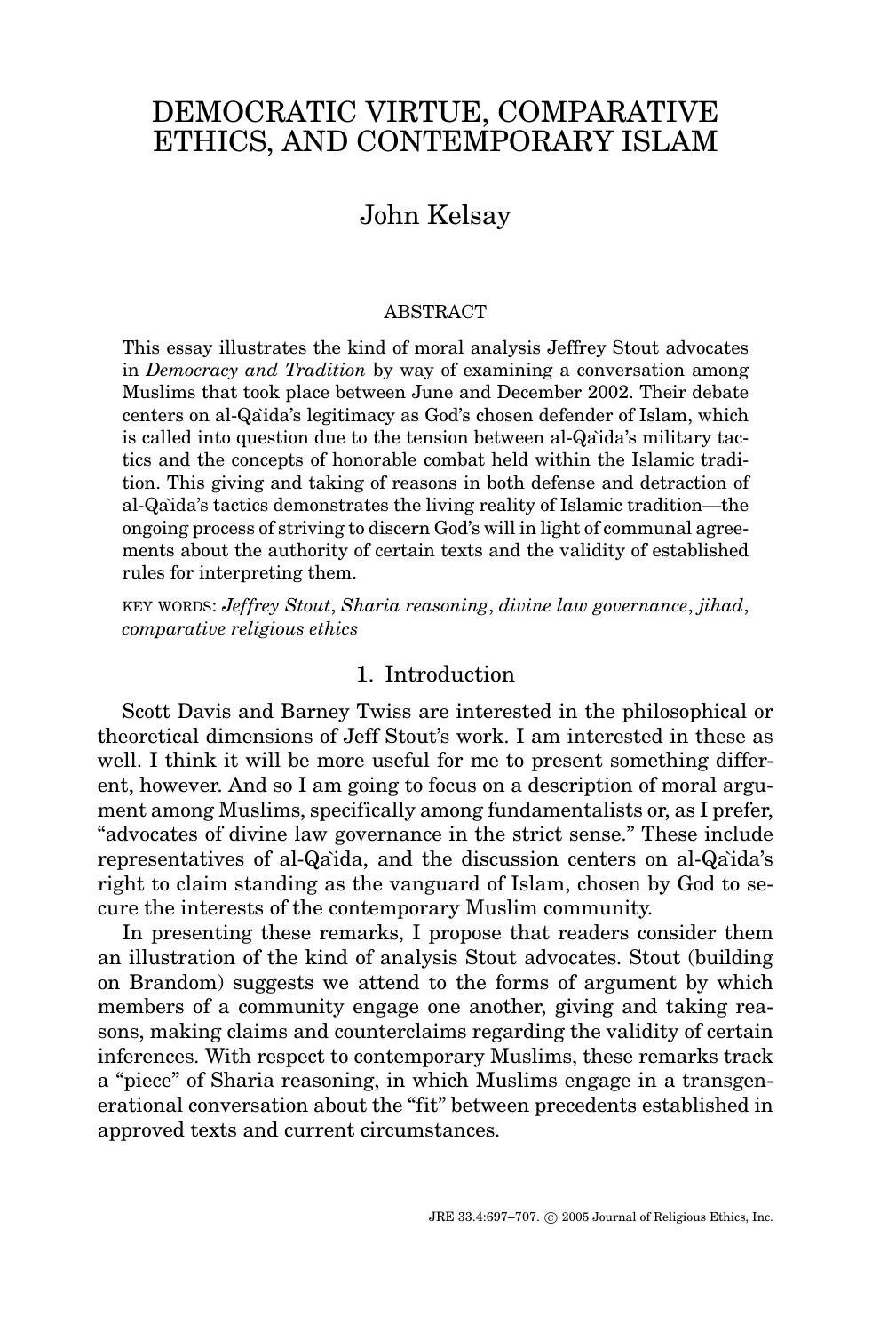# DEMOCRATIC VIRTUE, COMPARATIVE ETHICS, AND CONTEMPORARY ISLAM

## John Kelsay

### ABSTRACT

This essay illustrates the kind of moral analysis Jeffrey Stout advocates in *Democracy and Tradition* by way of examining a conversation among Muslims that took place between June and December 2002. Their debate centers on al-Qa`ida's legitimacy as God's chosen defender of Islam, which is called into question due to the tension between al-Qa`ida's military tactics and the concepts of honorable combat held within the Islamic tradition. This giving and taking of reasons in both defense and detraction of al-Qa`ida's tactics demonstrates the living reality of Islamic tradition—the ongoing process of striving to discern God's will in light of communal agreements about the authority of certain texts and the validity of established rules for interpreting them.

KEY WORDS: *Jeffrey Stout*, *Sharia reasoning*, *divine law governance*, *jihad*, *comparative religious ethics*

## 1. Introduction

Scott Davis and Barney Twiss are interested in the philosophical or theoretical dimensions of Jeff Stout's work. I am interested in these as well. I think it will be more useful for me to present something different, however. And so I am going to focus on a description of moral argument among Muslims, specifically among fundamentalists or, as I prefer, "advocates of divine law governance in the strict sense." These include representatives of al-Qa`ida, and the discussion centers on al-Qa`ida's right to claim standing as the vanguard of Islam, chosen by God to secure the interests of the contemporary Muslim community.

In presenting these remarks, I propose that readers consider them an illustration of the kind of analysis Stout advocates. Stout (building on Brandom) suggests we attend to the forms of argument by which members of a community engage one another, giving and taking reasons, making claims and counterclaims regarding the validity of certain inferences. With respect to contemporary Muslims, these remarks track a "piece" of Sharia reasoning, in which Muslims engage in a transgenerational conversation about the "fit" between precedents established in approved texts and current circumstances.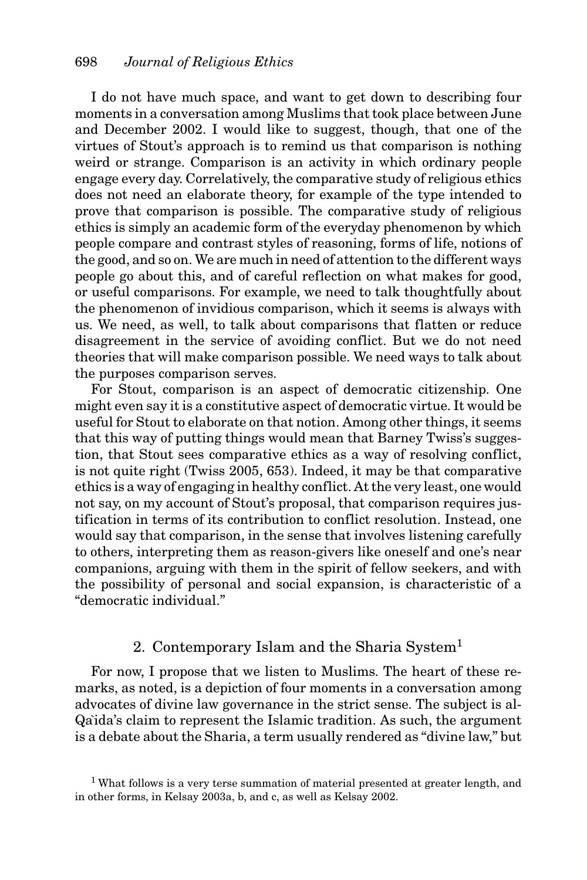I do not have much space, and want to get down to describing four moments in a conversation among Muslims that took place between June and December 2002. I would like to suggest, though, that one of the virtues of Stout's approach is to remind us that comparison is nothing weird or strange. Comparison is an activity in which ordinary people engage every day. Correlatively, the comparative study of religious ethics does not need an elaborate theory, for example of the type intended to prove that comparison is possible. The comparative study of religious ethics is simply an academic form of the everyday phenomenon by which people compare and contrast styles of reasoning, forms of life, notions of the good, and so on. We are much in need of attention to the different ways people go about this, and of careful reflection on what makes for good, or useful comparisons. For example, we need to talk thoughtfully about the phenomenon of invidious comparison, which it seems is always with us. We need, as well, to talk about comparisons that flatten or reduce disagreement in the service of avoiding conflict. But we do not need theories that will make comparison possible. We need ways to talk about the purposes comparison serves.

For Stout, comparison is an aspect of democratic citizenship. One might even say it is a constitutive aspect of democratic virtue. It would be useful for Stout to elaborate on that notion. Among other things, it seems that this way of putting things would mean that Barney Twiss's suggestion, that Stout sees comparative ethics as a way of resolving conflict, is not quite right (Twiss 2005, 653). Indeed, it may be that comparative ethics is a way of engaging in healthy conflict. At the very least, one would not say, on my account of Stout's proposal, that comparison requires justification in terms of its contribution to conflict resolution. Instead, one would say that comparison, in the sense that involves listening carefully to others, interpreting them as reason-givers like oneself and one's near companions, arguing with them in the spirit of fellow seekers, and with the possibility of personal and social expansion, is characteristic of a "democratic individual."

## 2. Contemporary Islam and the Sharia System[1]

For now, I propose that we listen to Muslims. The heart of these remarks, as noted, is a depiction of four moments in a conversation among advocates of divine law governance in the strict sense. The subject is al-Qa`ida's claim to represent the Islamic tradition. As such, the argument is a debate about the Sharia, a term usually rendered as "divine law," but

[1] What follows is a very terse summation of material presented at greater length, and in other forms, in Kelsay 2003a, b, and c, as well as Kelsay 2002.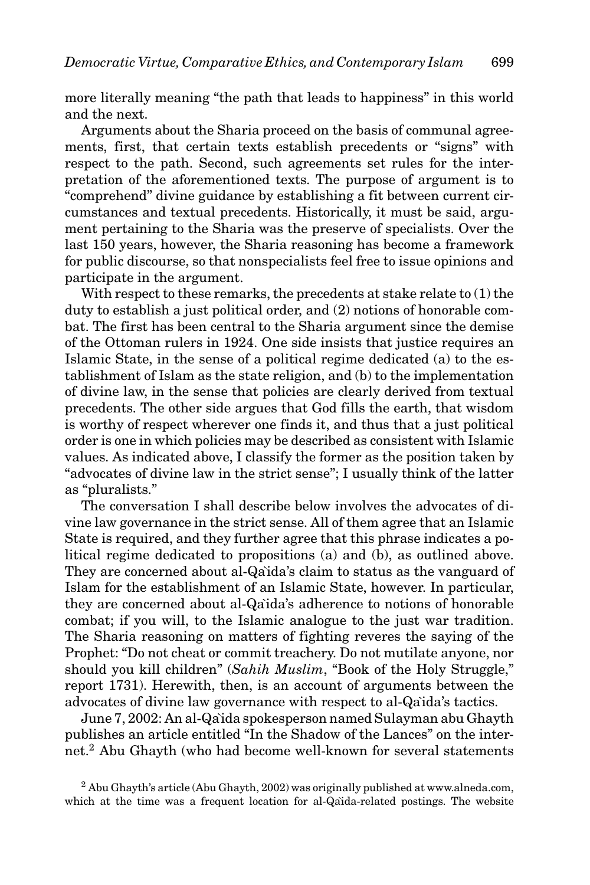more literally meaning "the path that leads to happiness" in this world and the next.

Arguments about the Sharia proceed on the basis of communal agreements, first, that certain texts establish precedents or "signs" with respect to the path. Second, such agreements set rules for the interpretation of the aforementioned texts. The purpose of argument is to "comprehend" divine guidance by establishing a fit between current circumstances and textual precedents. Historically, it must be said, argument pertaining to the Sharia was the preserve of specialists. Over the last 150 years, however, the Sharia reasoning has become a framework for public discourse, so that nonspecialists feel free to issue opinions and participate in the argument.

With respect to these remarks, the precedents at stake relate to (1) the duty to establish a just political order, and (2) notions of honorable combat. The first has been central to the Sharia argument since the demise of the Ottoman rulers in 1924. One side insists that justice requires an Islamic State, in the sense of a political regime dedicated (a) to the establishment of Islam as the state religion, and (b) to the implementation of divine law, in the sense that policies are clearly derived from textual precedents. The other side argues that God fills the earth, that wisdom is worthy of respect wherever one finds it, and thus that a just political order is one in which policies may be described as consistent with Islamic values. As indicated above, I classify the former as the position taken by "advocates of divine law in the strict sense"; I usually think of the latter as "pluralists."

The conversation I shall describe below involves the advocates of divine law governance in the strict sense. All of them agree that an Islamic State is required, and they further agree that this phrase indicates a political regime dedicated to propositions (a) and (b), as outlined above. They are concerned about al-Qa`ida's claim to status as the vanguard of Islam for the establishment of an Islamic State, however. In particular, they are concerned about al-Qa`ida's adherence to notions of honorable combat; if you will, to the Islamic analogue to the just war tradition. The Sharia reasoning on matters of fighting reveres the saying of the Prophet: "Do not cheat or commit treachery. Do not mutilate anyone, nor should you kill children" (*Sahih Muslim*, "Book of the Holy Struggle," report 1731). Herewith, then, is an account of arguments between the advocates of divine law governance with respect to al-Qa`ida's tactics.

June 7, 2002: An al-Qa`ida spokesperson named Sulayman abu Ghayth publishes an article entitled "In the Shadow of the Lances" on the internet.[2] Abu Ghayth (who had become well-known for several statements

[2] Abu Ghayth's article (Abu Ghayth, 2002) was originally published at www.alneda.com, which at the time was a frequent location for al-Qa`ida-related postings. The website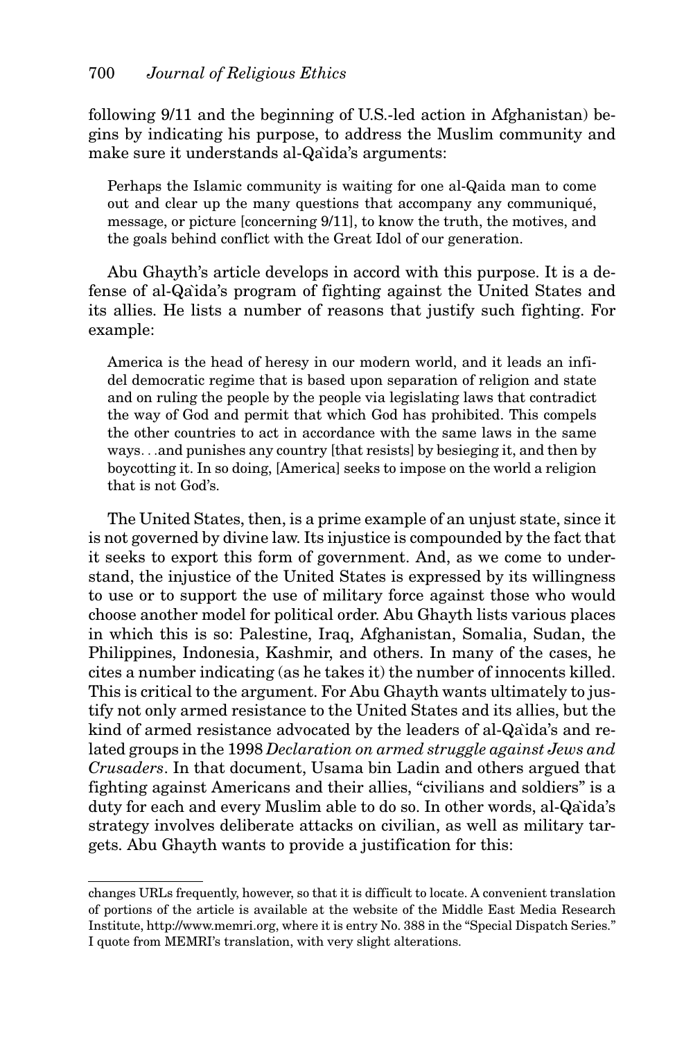following 9/11 and the beginning of U.S.-led action in Afghanistan) begins by indicating his purpose, to address the Muslim community and make sure it understands al-Qa`ida's arguments:

> Perhaps the Islamic community is waiting for one al-Qaida man to come out and clear up the many questions that accompany any communiqué, message, or picture [concerning 9/11], to know the truth, the motives, and the goals behind conflict with the Great Idol of our generation.

Abu Ghayth's article develops in accord with this purpose. It is a defense of al-Qa`ida's program of fighting against the United States and its allies. He lists a number of reasons that justify such fighting. For example:

> America is the head of heresy in our modern world, and it leads an infidel democratic regime that is based upon separation of religion and state and on ruling the people by the people via legislating laws that contradict the way of God and permit that which God has prohibited. This compels the other countries to act in accordance with the same laws in the same ways. . .and punishes any country [that resists] by besieging it, and then by boycotting it. In so doing, [America] seeks to impose on the world a religion that is not God's.

The United States, then, is a prime example of an unjust state, since it is not governed by divine law. Its injustice is compounded by the fact that it seeks to export this form of government. And, as we come to understand, the injustice of the United States is expressed by its willingness to use or to support the use of military force against those who would choose another model for political order. Abu Ghayth lists various places in which this is so: Palestine, Iraq, Afghanistan, Somalia, Sudan, the Philippines, Indonesia, Kashmir, and others. In many of the cases, he cites a number indicating (as he takes it) the number of innocents killed. This is critical to the argument. For Abu Ghayth wants ultimately to justify not only armed resistance to the United States and its allies, but the kind of armed resistance advocated by the leaders of al-Qa`ida's and related groups in the 1998 *Declaration on armed struggle against Jews and Crusaders*. In that document, Usama bin Ladin and others argued that fighting against Americans and their allies, "civilians and soldiers" is a duty for each and every Muslim able to do so. In other words, al-Qa`ida's strategy involves deliberate attacks on civilian, as well as military targets. Abu Ghayth wants to provide a justification for this:

changes URLs frequently, however, so that it is difficult to locate. A convenient translation of portions of the article is available at the website of the Middle East Media Research Institute, http://www.memri.org, where it is entry No. 388 in the "Special Dispatch Series." I quote from MEMRI's translation, with very slight alterations.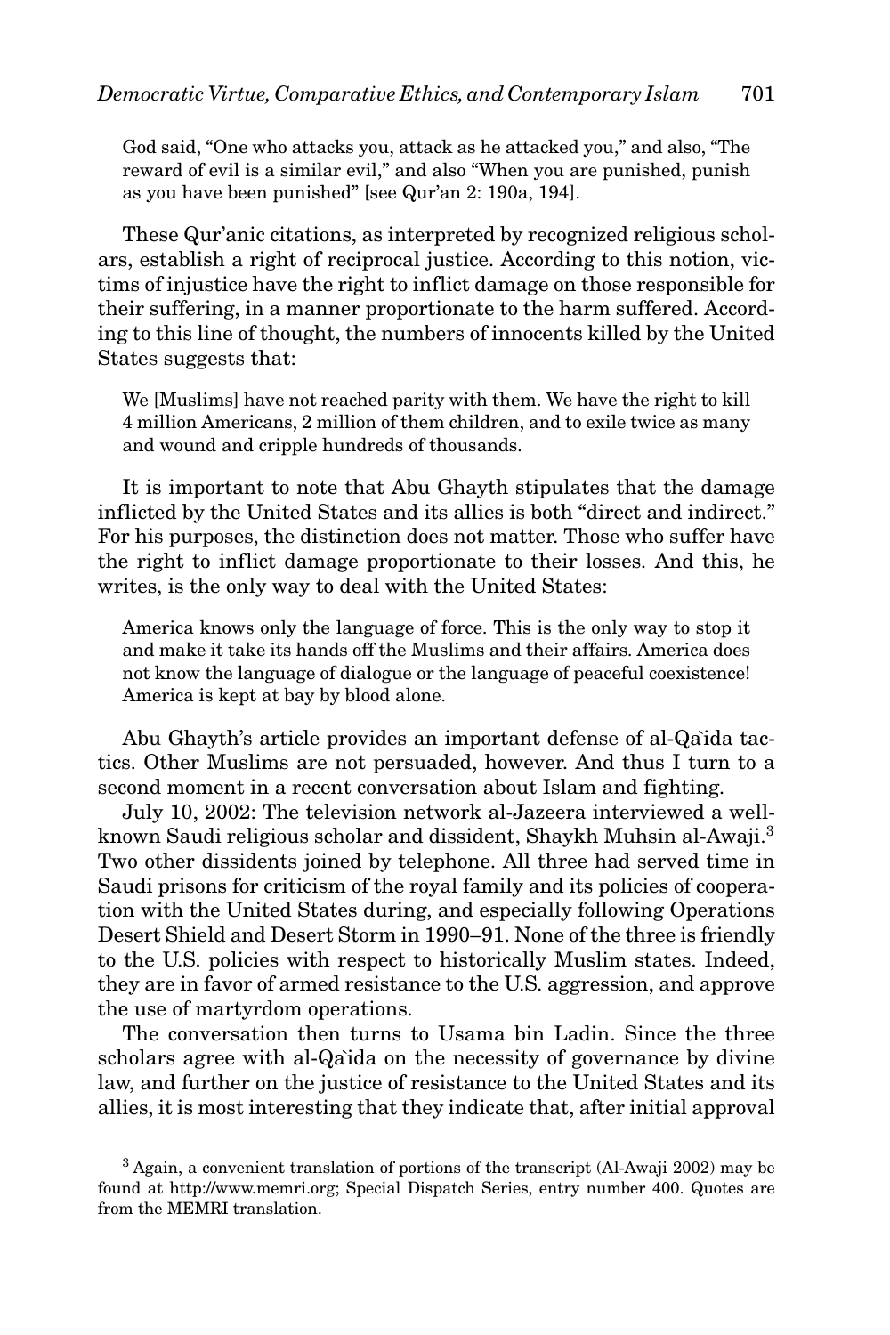> God said, "One who attacks you, attack as he attacked you," and also, "The reward of evil is a similar evil," and also "When you are punished, punish as you have been punished" [see Qur'an 2: 190a, 194].

These Qur'anic citations, as interpreted by recognized religious scholars, establish a right of reciprocal justice. According to this notion, victims of injustice have the right to inflict damage on those responsible for their suffering, in a manner proportionate to the harm suffered. According to this line of thought, the numbers of innocents killed by the United States suggests that:

> We [Muslims] have not reached parity with them. We have the right to kill 4 million Americans, 2 million of them children, and to exile twice as many and wound and cripple hundreds of thousands.

It is important to note that Abu Ghayth stipulates that the damage inflicted by the United States and its allies is both "direct and indirect." For his purposes, the distinction does not matter. Those who suffer have the right to inflict damage proportionate to their losses. And this, he writes, is the only way to deal with the United States:

> America knows only the language of force. This is the only way to stop it and make it take its hands off the Muslims and their affairs. America does not know the language of dialogue or the language of peaceful coexistence! America is kept at bay by blood alone.

Abu Ghayth's article provides an important defense of al-Qa`ida tactics. Other Muslims are not persuaded, however. And thus I turn to a second moment in a recent conversation about Islam and fighting.

July 10, 2002: The television network al-Jazeera interviewed a well-known Saudi religious scholar and dissident, Shaykh Muhsin al-Awaji.[3] Two other dissidents joined by telephone. All three had served time in Saudi prisons for criticism of the royal family and its policies of cooperation with the United States during, and especially following Operations Desert Shield and Desert Storm in 1990–91. None of the three is friendly to the U.S. policies with respect to historically Muslim states. Indeed, they are in favor of armed resistance to the U.S. aggression, and approve the use of martyrdom operations.

The conversation then turns to Usama bin Ladin. Since the three scholars agree with al-Qa`ida on the necessity of governance by divine law, and further on the justice of resistance to the United States and its allies, it is most interesting that they indicate that, after initial approval

[3] Again, a convenient translation of portions of the transcript (Al-Awaji 2002) may be found at http://www.memri.org; Special Dispatch Series, entry number 400. Quotes are from the MEMRI translation.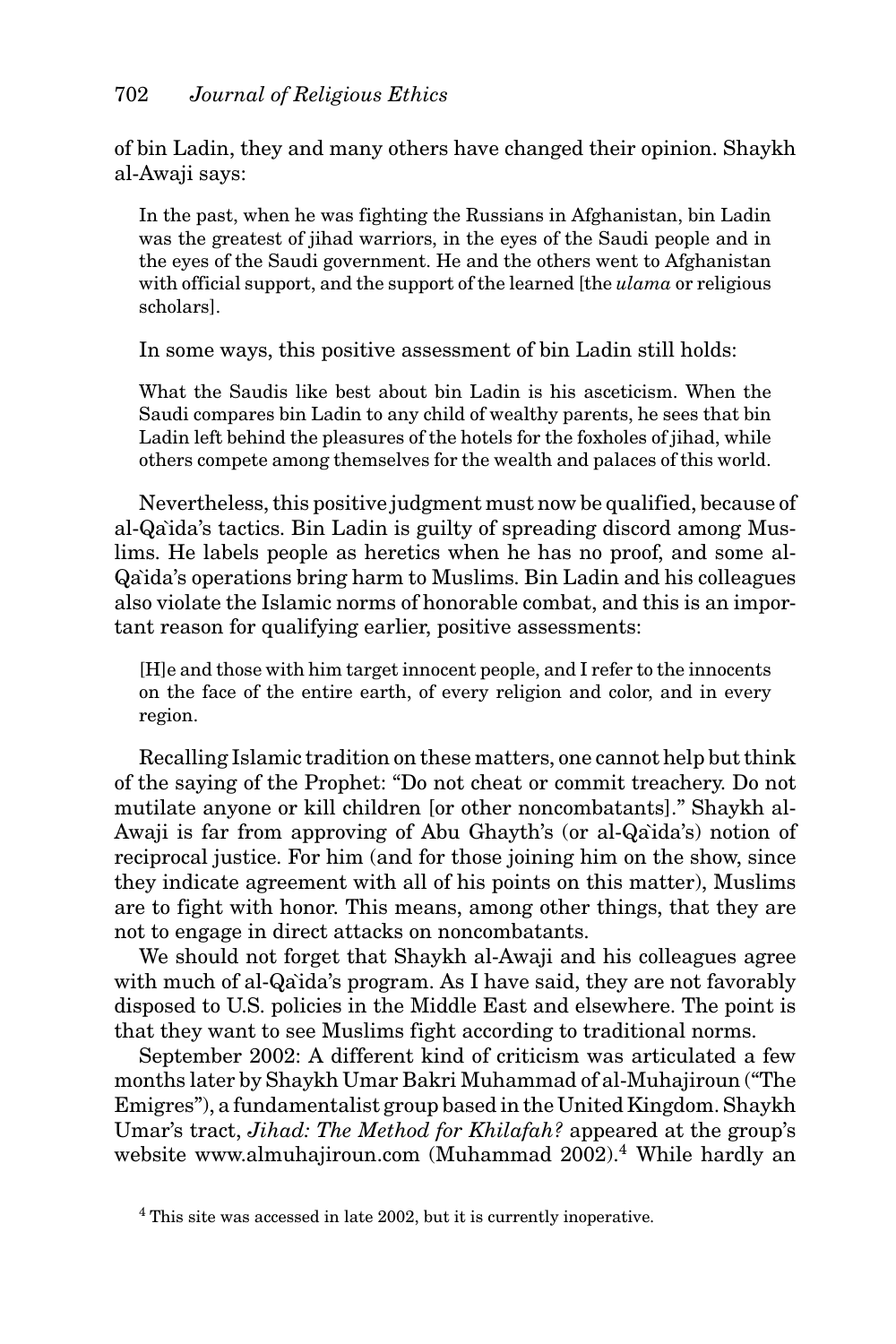of bin Ladin, they and many others have changed their opinion. Shaykh al-Awaji says:

> In the past, when he was fighting the Russians in Afghanistan, bin Ladin was the greatest of jihad warriors, in the eyes of the Saudi people and in the eyes of the Saudi government. He and the others went to Afghanistan with official support, and the support of the learned [the *ulama* or religious scholars].

In some ways, this positive assessment of bin Ladin still holds:

> What the Saudis like best about bin Ladin is his asceticism. When the Saudi compares bin Ladin to any child of wealthy parents, he sees that bin Ladin left behind the pleasures of the hotels for the foxholes of jihad, while others compete among themselves for the wealth and palaces of this world.

Nevertheless, this positive judgment must now be qualified, because of al-Qa`ida's tactics. Bin Ladin is guilty of spreading discord among Muslims. He labels people as heretics when he has no proof, and some al-Qa`ida's operations bring harm to Muslims. Bin Ladin and his colleagues also violate the Islamic norms of honorable combat, and this is an important reason for qualifying earlier, positive assessments:

> [H]e and those with him target innocent people, and I refer to the innocents on the face of the entire earth, of every religion and color, and in every region.

Recalling Islamic tradition on these matters, one cannot help but think of the saying of the Prophet: "Do not cheat or commit treachery. Do not mutilate anyone or kill children [or other noncombatants]." Shaykh al-Awaji is far from approving of Abu Ghayth's (or al-Qa`ida's) notion of reciprocal justice. For him (and for those joining him on the show, since they indicate agreement with all of his points on this matter), Muslims are to fight with honor. This means, among other things, that they are not to engage in direct attacks on noncombatants.

We should not forget that Shaykh al-Awaji and his colleagues agree with much of al-Qa`ida's program. As I have said, they are not favorably disposed to U.S. policies in the Middle East and elsewhere. The point is that they want to see Muslims fight according to traditional norms.

September 2002: A different kind of criticism was articulated a few months later by Shaykh Umar Bakri Muhammad of al-Muhajiroun ("The Emigres"), a fundamentalist group based in the United Kingdom. Shaykh Umar's tract, *Jihad: The Method for Khilafah?* appeared at the group's website www.almuhajiroun.com (Muhammad 2002).[4] While hardly an

[4] This site was accessed in late 2002, but it is currently inoperative.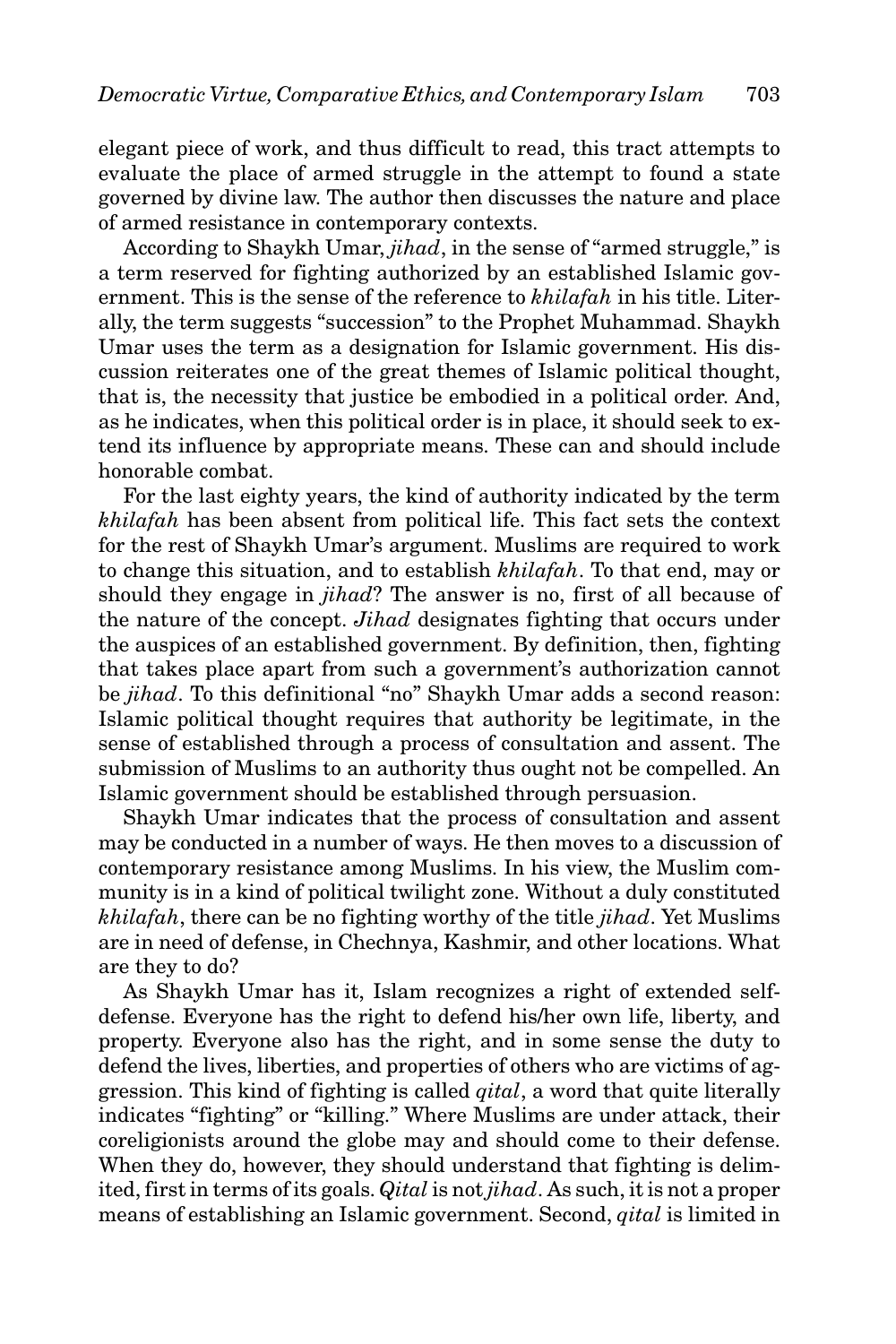elegant piece of work, and thus difficult to read, this tract attempts to evaluate the place of armed struggle in the attempt to found a state governed by divine law. The author then discusses the nature and place of armed resistance in contemporary contexts.

According to Shaykh Umar, *jihad*, in the sense of "armed struggle," is a term reserved for fighting authorized by an established Islamic government. This is the sense of the reference to *khilafah* in his title. Literally, the term suggests "succession" to the Prophet Muhammad. Shaykh Umar uses the term as a designation for Islamic government. His discussion reiterates one of the great themes of Islamic political thought, that is, the necessity that justice be embodied in a political order. And, as he indicates, when this political order is in place, it should seek to extend its influence by appropriate means. These can and should include honorable combat.

For the last eighty years, the kind of authority indicated by the term *khilafah* has been absent from political life. This fact sets the context for the rest of Shaykh Umar's argument. Muslims are required to work to change this situation, and to establish *khilafah*. To that end, may or should they engage in *jihad*? The answer is no, first of all because of the nature of the concept. *Jihad* designates fighting that occurs under the auspices of an established government. By definition, then, fighting that takes place apart from such a government's authorization cannot be *jihad*. To this definitional "no" Shaykh Umar adds a second reason: Islamic political thought requires that authority be legitimate, in the sense of established through a process of consultation and assent. The submission of Muslims to an authority thus ought not be compelled. An Islamic government should be established through persuasion.

Shaykh Umar indicates that the process of consultation and assent may be conducted in a number of ways. He then moves to a discussion of contemporary resistance among Muslims. In his view, the Muslim community is in a kind of political twilight zone. Without a duly constituted *khilafah*, there can be no fighting worthy of the title *jihad*. Yet Muslims are in need of defense, in Chechnya, Kashmir, and other locations. What are they to do?

As Shaykh Umar has it, Islam recognizes a right of extended self-defense. Everyone has the right to defend his/her own life, liberty, and property. Everyone also has the right, and in some sense the duty to defend the lives, liberties, and properties of others who are victims of aggression. This kind of fighting is called *qital*, a word that quite literally indicates "fighting" or "killing." Where Muslims are under attack, their coreligionists around the globe may and should come to their defense. When they do, however, they should understand that fighting is delimited, first in terms of its goals. *Qital* is not *jihad*. As such, it is not a proper means of establishing an Islamic government. Second, *qital* is limited in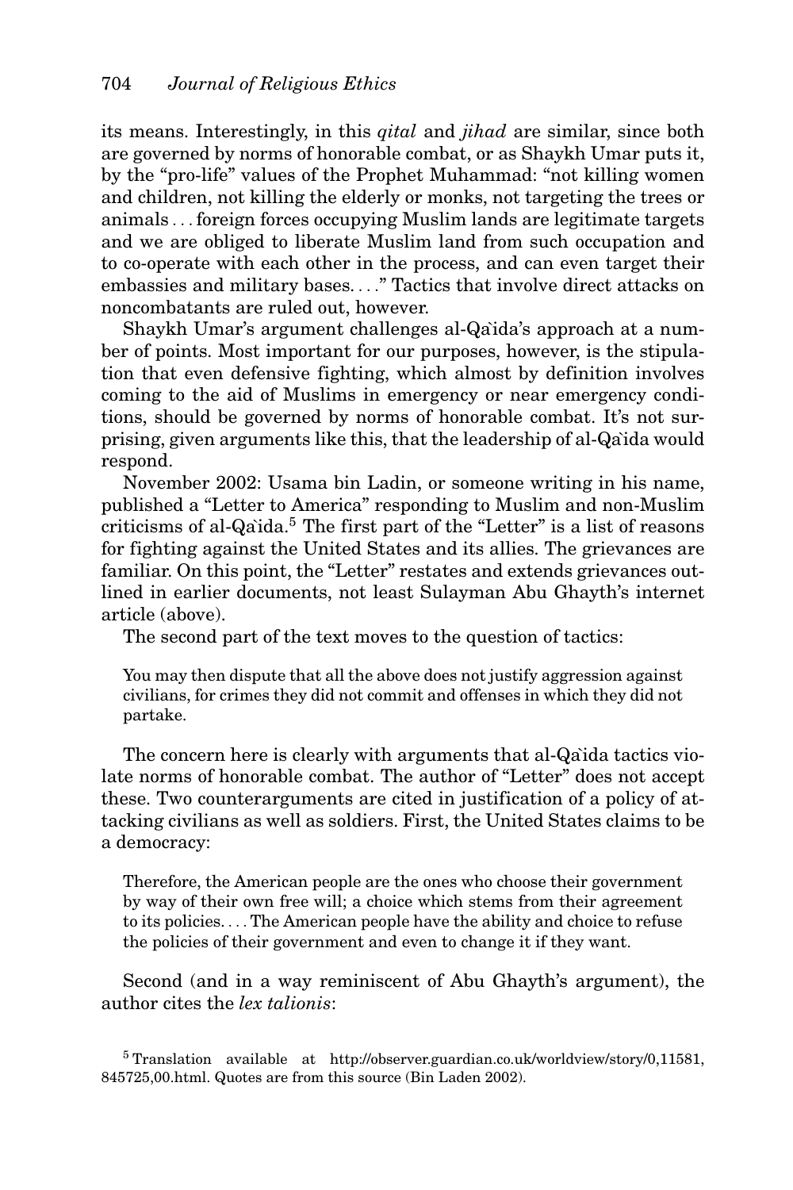its means. Interestingly, in this *qital* and *jihad* are similar, since both are governed by norms of honorable combat, or as Shaykh Umar puts it, by the "pro-life" values of the Prophet Muhammad: "not killing women and children, not killing the elderly or monks, not targeting the trees or animals . . . foreign forces occupying Muslim lands are legitimate targets and we are obliged to liberate Muslim land from such occupation and to co-operate with each other in the process, and can even target their embassies and military bases. . . ." Tactics that involve direct attacks on noncombatants are ruled out, however.

Shaykh Umar's argument challenges al-Qa`ida's approach at a number of points. Most important for our purposes, however, is the stipulation that even defensive fighting, which almost by definition involves coming to the aid of Muslims in emergency or near emergency conditions, should be governed by norms of honorable combat. It's not surprising, given arguments like this, that the leadership of al-Qa`ida would respond.

November 2002: Usama bin Ladin, or someone writing in his name, published a "Letter to America" responding to Muslim and non-Muslim criticisms of al-Qa`ida.[5] The first part of the "Letter" is a list of reasons for fighting against the United States and its allies. The grievances are familiar. On this point, the "Letter" restates and extends grievances outlined in earlier documents, not least Sulayman Abu Ghayth's internet article (above).

The second part of the text moves to the question of tactics:

> You may then dispute that all the above does not justify aggression against civilians, for crimes they did not commit and offenses in which they did not partake.

The concern here is clearly with arguments that al-Qa`ida tactics violate norms of honorable combat. The author of "Letter" does not accept these. Two counterarguments are cited in justification of a policy of attacking civilians as well as soldiers. First, the United States claims to be a democracy:

> Therefore, the American people are the ones who choose their government by way of their own free will; a choice which stems from their agreement to its policies. . . . The American people have the ability and choice to refuse the policies of their government and even to change it if they want.

Second (and in a way reminiscent of Abu Ghayth's argument), the author cites the *lex talionis*:

[5] Translation available at http://observer.guardian.co.uk/worldview/story/0,11581,845725,00.html. Quotes are from this source (Bin Laden 2002).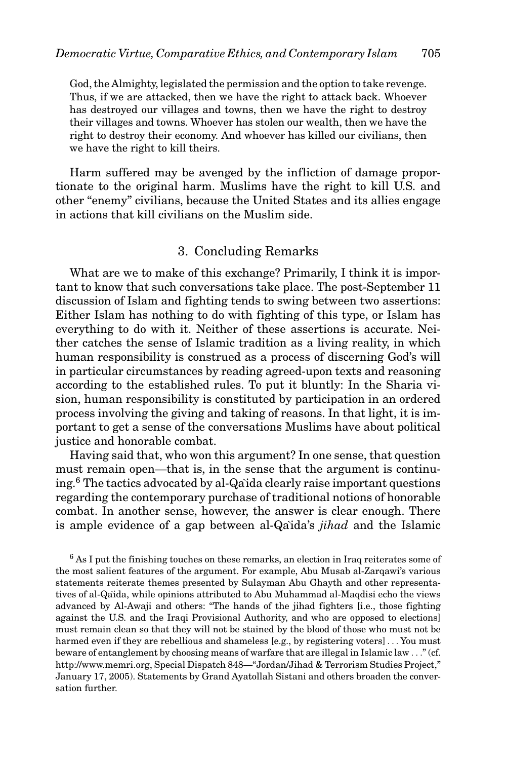God, the Almighty, legislated the permission and the option to take revenge. Thus, if we are attacked, then we have the right to attack back. Whoever has destroyed our villages and towns, then we have the right to destroy their villages and towns. Whoever has stolen our wealth, then we have the right to destroy their economy. And whoever has killed our civilians, then we have the right to kill theirs.

Harm suffered may be avenged by the infliction of damage proportionate to the original harm. Muslims have the right to kill U.S. and other "enemy" civilians, because the United States and its allies engage in actions that kill civilians on the Muslim side.

## 3. Concluding Remarks

What are we to make of this exchange? Primarily, I think it is important to know that such conversations take place. The post-September 11 discussion of Islam and fighting tends to swing between two assertions: Either Islam has nothing to do with fighting of this type, or Islam has everything to do with it. Neither of these assertions is accurate. Neither catches the sense of Islamic tradition as a living reality, in which human responsibility is construed as a process of discerning God's will in particular circumstances by reading agreed-upon texts and reasoning according to the established rules. To put it bluntly: In the Sharia vision, human responsibility is constituted by participation in an ordered process involving the giving and taking of reasons. In that light, it is important to get a sense of the conversations Muslims have about political justice and honorable combat.

Having said that, who won this argument? In one sense, that question must remain open—that is, in the sense that the argument is continuing.[6] The tactics advocated by al-Qa`ida clearly raise important questions regarding the contemporary purchase of traditional notions of honorable combat. In another sense, however, the answer is clear enough. There is ample evidence of a gap between al-Qa`ida's *jihad* and the Islamic

[6] As I put the finishing touches on these remarks, an election in Iraq reiterates some of the most salient features of the argument. For example, Abu Musab al-Zarqawi's various statements reiterate themes presented by Sulayman Abu Ghayth and other representatives of al-Qa`ida, while opinions attributed to Abu Muhammad al-Maqdisi echo the views advanced by Al-Awaji and others: "The hands of the jihad fighters [i.e., those fighting against the U.S. and the Iraqi Provisional Authority, and who are opposed to elections] must remain clean so that they will not be stained by the blood of those who must not be harmed even if they are rebellious and shameless [e.g., by registering voters] . . . You must beware of entanglement by choosing means of warfare that are illegal in Islamic law . . ." (cf. http://www.memri.org, Special Dispatch 848—"Jordan/Jihad & Terrorism Studies Project," January 17, 2005). Statements by Grand Ayatollah Sistani and others broaden the conversation further.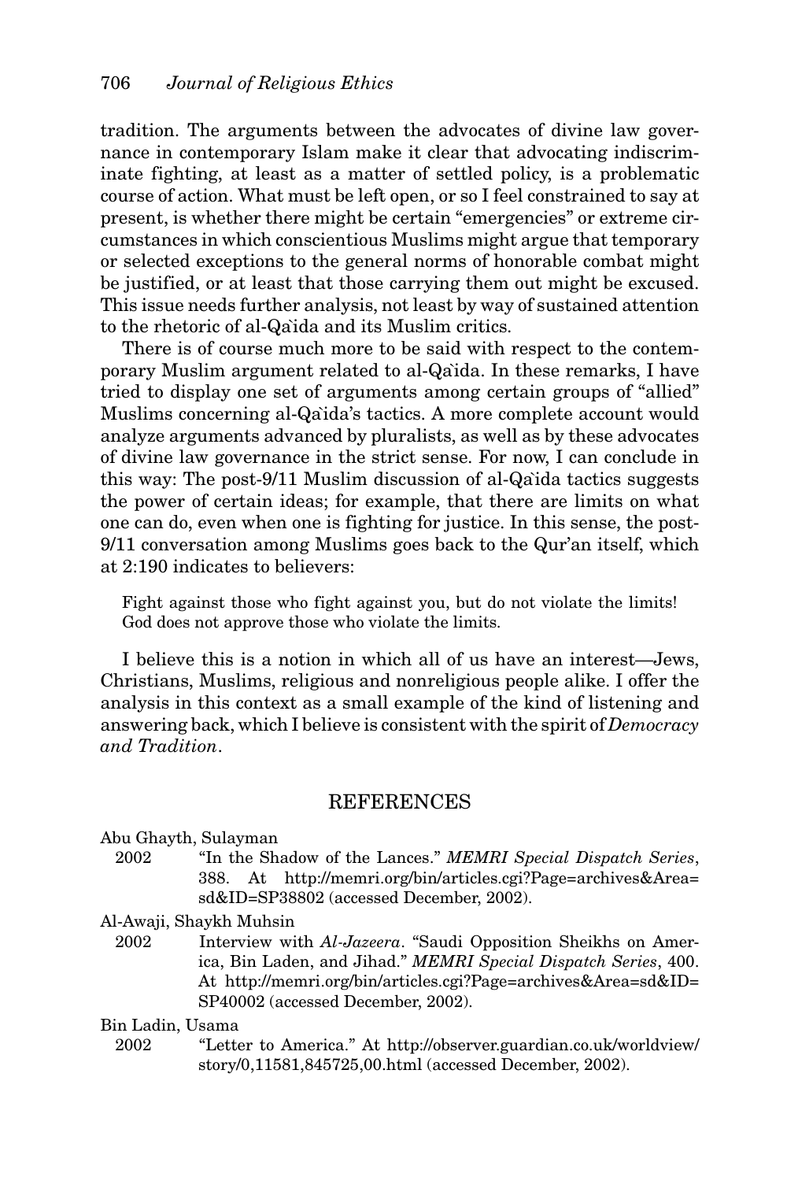tradition. The arguments between the advocates of divine law governance in contemporary Islam make it clear that advocating indiscriminate fighting, at least as a matter of settled policy, is a problematic course of action. What must be left open, or so I feel constrained to say at present, is whether there might be certain "emergencies" or extreme circumstances in which conscientious Muslims might argue that temporary or selected exceptions to the general norms of honorable combat might be justified, or at least that those carrying them out might be excused. This issue needs further analysis, not least by way of sustained attention to the rhetoric of al-Qa`ida and its Muslim critics.

There is of course much more to be said with respect to the contemporary Muslim argument related to al-Qa`ida. In these remarks, I have tried to display one set of arguments among certain groups of "allied" Muslims concerning al-Qa`ida's tactics. A more complete account would analyze arguments advanced by pluralists, as well as by these advocates of divine law governance in the strict sense. For now, I can conclude in this way: The post-9/11 Muslim discussion of al-Qa`ida tactics suggests the power of certain ideas; for example, that there are limits on what one can do, even when one is fighting for justice. In this sense, the post-9/11 conversation among Muslims goes back to the Qur'an itself, which at 2:190 indicates to believers:

> Fight against those who fight against you, but do not violate the limits! God does not approve those who violate the limits.

I believe this is a notion in which all of us have an interest—Jews, Christians, Muslims, religious and nonreligious people alike. I offer the analysis in this context as a small example of the kind of listening and answering back, which I believe is consistent with the spirit of *Democracy and Tradition*.

## REFERENCES

Abu Ghayth, Sulayman
 2002 "In the Shadow of the Lances." *MEMRI Special Dispatch Series*, 388. At http://memri.org/bin/articles.cgi?Page=archives&Area=sd&ID=SP38802 (accessed December, 2002).

Al-Awaji, Shaykh Muhsin
 2002 Interview with *Al-Jazeera*. "Saudi Opposition Sheikhs on America, Bin Laden, and Jihad." *MEMRI Special Dispatch Series*, 400. At http://memri.org/bin/articles.cgi?Page=archives&Area=sd&ID=SP40002 (accessed December, 2002).

Bin Ladin, Usama
 2002 "Letter to America." At http://observer.guardian.co.uk/worldview/story/0,11581,845725,00.html (accessed December, 2002).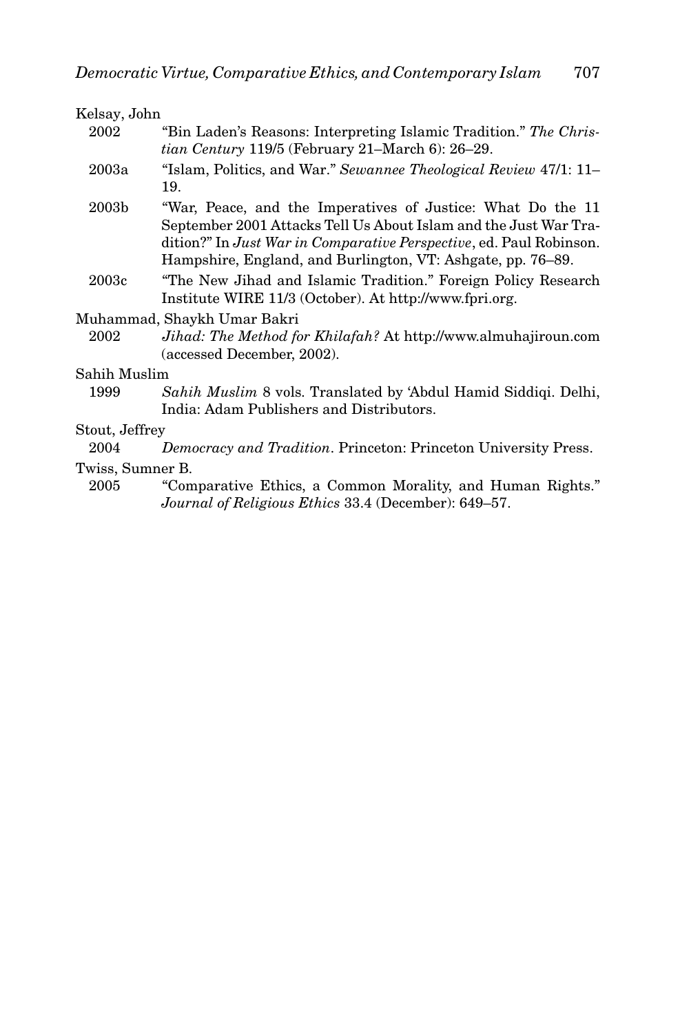Kelsay, John

2002 "Bin Laden's Reasons: Interpreting Islamic Tradition." *The Christian Century* 119/5 (February 21–March 6): 26–29.

2003a "Islam, Politics, and War." *Sewannee Theological Review* 47/1: 11–19.

2003b "War, Peace, and the Imperatives of Justice: What Do the 11 September 2001 Attacks Tell Us About Islam and the Just War Tradition?" In *Just War in Comparative Perspective*, ed. Paul Robinson. Hampshire, England, and Burlington, VT: Ashgate, pp. 76–89.

2003c "The New Jihad and Islamic Tradition." Foreign Policy Research Institute WIRE 11/3 (October). At http://www.fpri.org.

Muhammad, Shaykh Umar Bakri

2002 *Jihad: The Method for Khilafah?* At http://www.almuhajiroun.com (accessed December, 2002).

Sahih Muslim

1999 *Sahih Muslim* 8 vols. Translated by 'Abdul Hamid Siddiqi. Delhi, India: Adam Publishers and Distributors.

Stout, Jeffrey

2004 *Democracy and Tradition*. Princeton: Princeton University Press.

Twiss, Sumner B.

2005 "Comparative Ethics, a Common Morality, and Human Rights." *Journal of Religious Ethics* 33.4 (December): 649–57.